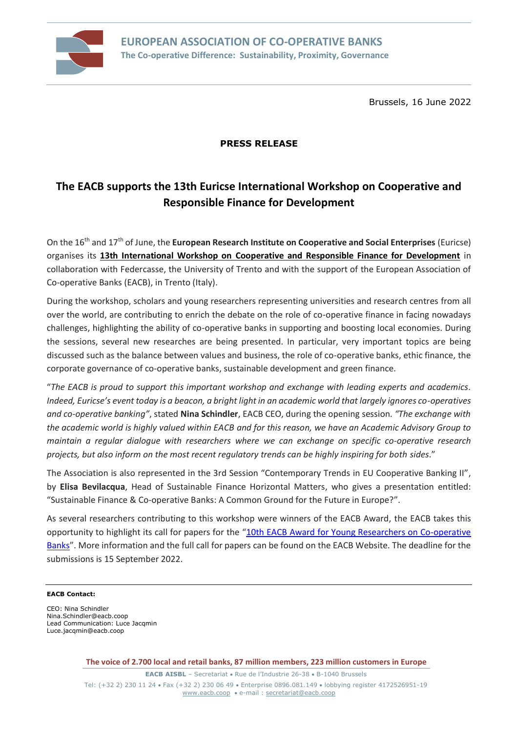**EUROPEAN ASSOCIATION OF CO-OPERATIVE BANKS**
**The Co-operative Difference: Sustainability, Proximity, Governance**

Brussels, 16 June 2022

**PRESS RELEASE**

# The EACB supports the 13th Euricse International Workshop on Cooperative and Responsible Finance for Development

On the 16th and 17th of June, the **European Research Institute on Cooperative and Social Enterprises** (Euricse) organises its **13th International Workshop on Cooperative and Responsible Finance for Development** in collaboration with Federcasse, the University of Trento and with the support of the European Association of Co-operative Banks (EACB), in Trento (Italy).

During the workshop, scholars and young researchers representing universities and research centres from all over the world, are contributing to enrich the debate on the role of co-operative finance in facing nowadays challenges, highlighting the ability of co-operative banks in supporting and boosting local economies. During the sessions, several new researches are being presented. In particular, very important topics are being discussed such as the balance between values and business, the role of co-operative banks, ethic finance, the corporate governance of co-operative banks, sustainable development and green finance.

"*The EACB is proud to support this important workshop and exchange with leading experts and academics. Indeed, Euricse's event today is a beacon, a bright light in an academic world that largely ignores co-operatives and co-operative banking"*, stated **Nina Schindler**, EACB CEO, during the opening session. *"The exchange with the academic world is highly valued within EACB and for this reason, we have an Academic Advisory Group to maintain a regular dialogue with researchers where we can exchange on specific co-operative research projects, but also inform on the most recent regulatory trends can be highly inspiring for both sides.*"

The Association is also represented in the 3rd Session "Contemporary Trends in EU Cooperative Banking II", by **Elisa Bevilacqua**, Head of Sustainable Finance Horizontal Matters, who gives a presentation entitled: "Sustainable Finance & Co-operative Banks: A Common Ground for the Future in Europe?".

As several researchers contributing to this workshop were winners of the EACB Award, the EACB takes this opportunity to highlight its call for papers for the "10th EACB Award for Young Researchers on Co-operative Banks". More information and the full call for papers can be found on the EACB Website. The deadline for the submissions is 15 September 2022.

---

**EACB Contact:**

CEO: Nina Schindler
Nina.Schindler@eacb.coop
Lead Communication: Luce Jacqmin
Luce.jacqmin@eacb.coop

**The voice of 2.700 local and retail banks, 87 million members, 223 million customers in Europe**

**EACB AISBL** – Secretariat • Rue de l'Industrie 26-38 • B-1040 Brussels
Tel: (+32 2) 230 11 24 • Fax (+32 2) 230 06 49 • Enterprise 0896.081.149 • lobbying register 4172526951-19
www.eacb.coop • e-mail : secretariat@eacb.coop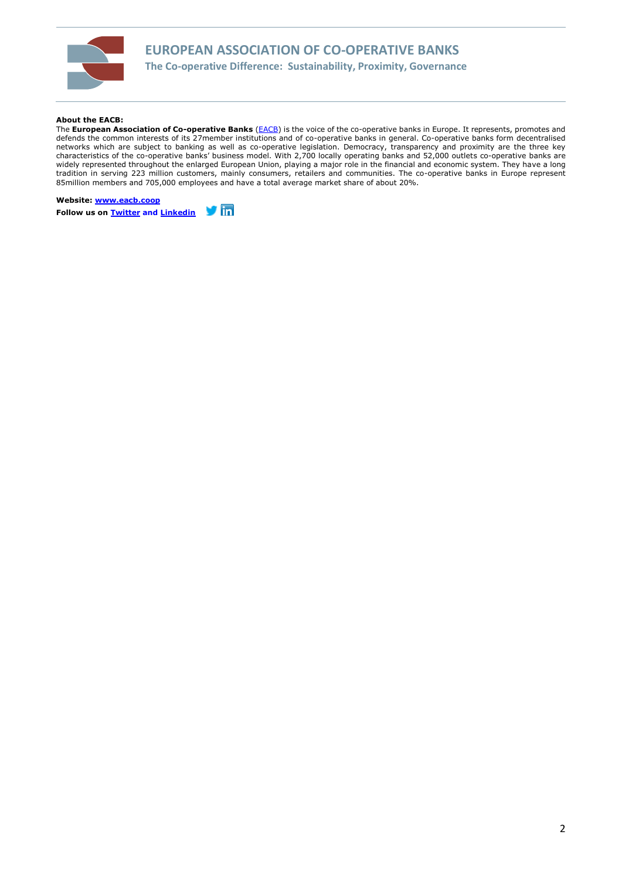# EUROPEAN ASSOCIATION OF CO-OPERATIVE BANKS

**The Co-operative Difference: Sustainability, Proximity, Governance**

**About the EACB:**

The **European Association of Co-operative Banks** (EACB) is the voice of the co-operative banks in Europe. It represents, promotes and defends the common interests of its 27member institutions and of co-operative banks in general. Co-operative banks form decentralised networks which are subject to banking as well as co-operative legislation. Democracy, transparency and proximity are the three key characteristics of the co-operative banks' business model. With 2,700 locally operating banks and 52,000 outlets co-operative banks are widely represented throughout the enlarged European Union, playing a major role in the financial and economic system. They have a long tradition in serving 223 million customers, mainly consumers, retailers and communities. The co-operative banks in Europe represent 85million members and 705,000 employees and have a total average market share of about 20%.

**Website: www.eacb.coop**

**Follow us on Twitter and Linkedin**